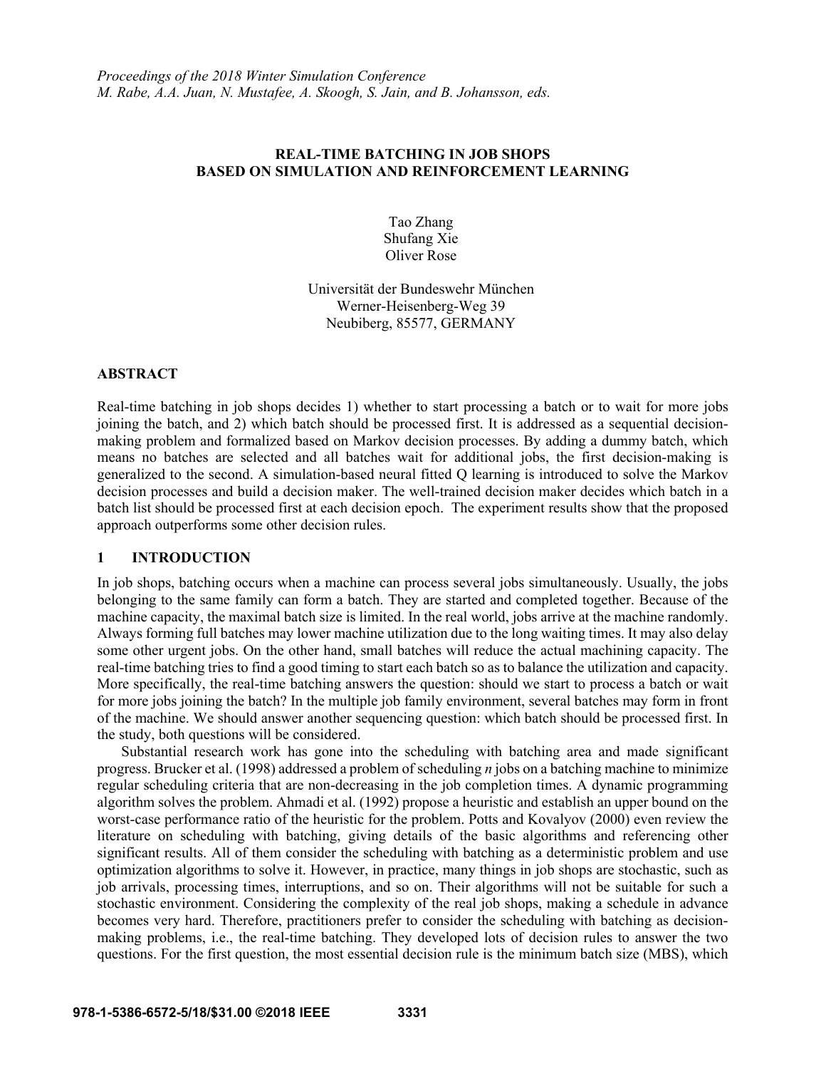*Proceedings of the 2018 Winter Simulation Conference*
*M. Rabe, A.A. Juan, N. Mustafee, A. Skoogh, S. Jain, and B. Johansson, eds.*

# REAL-TIME BATCHING IN JOB SHOPS BASED ON SIMULATION AND REINFORCEMENT LEARNING

Tao Zhang
Shufang Xie
Oliver Rose

Universität der Bundeswehr München
Werner-Heisenberg-Weg 39
Neubiberg, 85577, GERMANY

## ABSTRACT

Real-time batching in job shops decides 1) whether to start processing a batch or to wait for more jobs joining the batch, and 2) which batch should be processed first. It is addressed as a sequential decision-making problem and formalized based on Markov decision processes. By adding a dummy batch, which means no batches are selected and all batches wait for additional jobs, the first decision-making is generalized to the second. A simulation-based neural fitted Q learning is introduced to solve the Markov decision processes and build a decision maker. The well-trained decision maker decides which batch in a batch list should be processed first at each decision epoch. The experiment results show that the proposed approach outperforms some other decision rules.

## 1 INTRODUCTION

In job shops, batching occurs when a machine can process several jobs simultaneously. Usually, the jobs belonging to the same family can form a batch. They are started and completed together. Because of the machine capacity, the maximal batch size is limited. In the real world, jobs arrive at the machine randomly. Always forming full batches may lower machine utilization due to the long waiting times. It may also delay some other urgent jobs. On the other hand, small batches will reduce the actual machining capacity. The real-time batching tries to find a good timing to start each batch so as to balance the utilization and capacity. More specifically, the real-time batching answers the question: should we start to process a batch or wait for more jobs joining the batch? In the multiple job family environment, several batches may form in front of the machine. We should answer another sequencing question: which batch should be processed first. In the study, both questions will be considered.

Substantial research work has gone into the scheduling with batching area and made significant progress. Brucker et al. (1998) addressed a problem of scheduling *n* jobs on a batching machine to minimize regular scheduling criteria that are non-decreasing in the job completion times. A dynamic programming algorithm solves the problem. Ahmadi et al. (1992) propose a heuristic and establish an upper bound on the worst-case performance ratio of the heuristic for the problem. Potts and Kovalyov (2000) even review the literature on scheduling with batching, giving details of the basic algorithms and referencing other significant results. All of them consider the scheduling with batching as a deterministic problem and use optimization algorithms to solve it. However, in practice, many things in job shops are stochastic, such as job arrivals, processing times, interruptions, and so on. Their algorithms will not be suitable for such a stochastic environment. Considering the complexity of the real job shops, making a schedule in advance becomes very hard. Therefore, practitioners prefer to consider the scheduling with batching as decision-making problems, i.e., the real-time batching. They developed lots of decision rules to answer the two questions. For the first question, the most essential decision rule is the minimum batch size (MBS), which

**978-1-5386-6572-5/18/$31.00 ©2018 IEEE**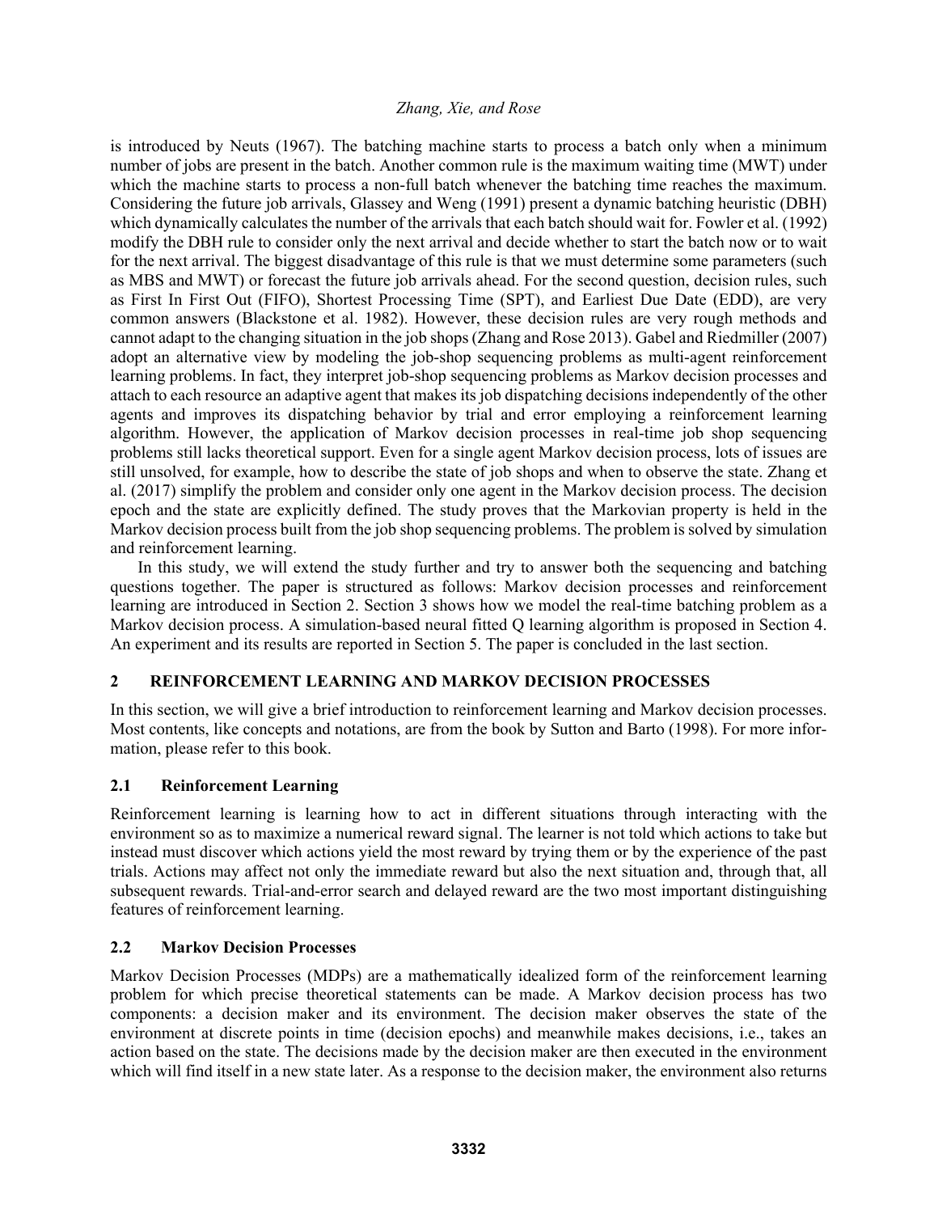is introduced by Neuts (1967). The batching machine starts to process a batch only when a minimum number of jobs are present in the batch. Another common rule is the maximum waiting time (MWT) under which the machine starts to process a non-full batch whenever the batching time reaches the maximum. Considering the future job arrivals, Glassey and Weng (1991) present a dynamic batching heuristic (DBH) which dynamically calculates the number of the arrivals that each batch should wait for. Fowler et al. (1992) modify the DBH rule to consider only the next arrival and decide whether to start the batch now or to wait for the next arrival. The biggest disadvantage of this rule is that we must determine some parameters (such as MBS and MWT) or forecast the future job arrivals ahead. For the second question, decision rules, such as First In First Out (FIFO), Shortest Processing Time (SPT), and Earliest Due Date (EDD), are very common answers (Blackstone et al. 1982). However, these decision rules are very rough methods and cannot adapt to the changing situation in the job shops (Zhang and Rose 2013). Gabel and Riedmiller (2007) adopt an alternative view by modeling the job-shop sequencing problems as multi-agent reinforcement learning problems. In fact, they interpret job-shop sequencing problems as Markov decision processes and attach to each resource an adaptive agent that makes its job dispatching decisions independently of the other agents and improves its dispatching behavior by trial and error employing a reinforcement learning algorithm. However, the application of Markov decision processes in real-time job shop sequencing problems still lacks theoretical support. Even for a single agent Markov decision process, lots of issues are still unsolved, for example, how to describe the state of job shops and when to observe the state. Zhang et al. (2017) simplify the problem and consider only one agent in the Markov decision process. The decision epoch and the state are explicitly defined. The study proves that the Markovian property is held in the Markov decision process built from the job shop sequencing problems. The problem is solved by simulation and reinforcement learning.

In this study, we will extend the study further and try to answer both the sequencing and batching questions together. The paper is structured as follows: Markov decision processes and reinforcement learning are introduced in Section 2. Section 3 shows how we model the real-time batching problem as a Markov decision process. A simulation-based neural fitted Q learning algorithm is proposed in Section 4. An experiment and its results are reported in Section 5. The paper is concluded in the last section.

## 2 REINFORCEMENT LEARNING AND MARKOV DECISION PROCESSES

In this section, we will give a brief introduction to reinforcement learning and Markov decision processes. Most contents, like concepts and notations, are from the book by Sutton and Barto (1998). For more information, please refer to this book.

### 2.1 Reinforcement Learning

Reinforcement learning is learning how to act in different situations through interacting with the environment so as to maximize a numerical reward signal. The learner is not told which actions to take but instead must discover which actions yield the most reward by trying them or by the experience of the past trials. Actions may affect not only the immediate reward but also the next situation and, through that, all subsequent rewards. Trial-and-error search and delayed reward are the two most important distinguishing features of reinforcement learning.

### 2.2 Markov Decision Processes

Markov Decision Processes (MDPs) are a mathematically idealized form of the reinforcement learning problem for which precise theoretical statements can be made. A Markov decision process has two components: a decision maker and its environment. The decision maker observes the state of the environment at discrete points in time (decision epochs) and meanwhile makes decisions, i.e., takes an action based on the state. The decisions made by the decision maker are then executed in the environment which will find itself in a new state later. As a response to the decision maker, the environment also returns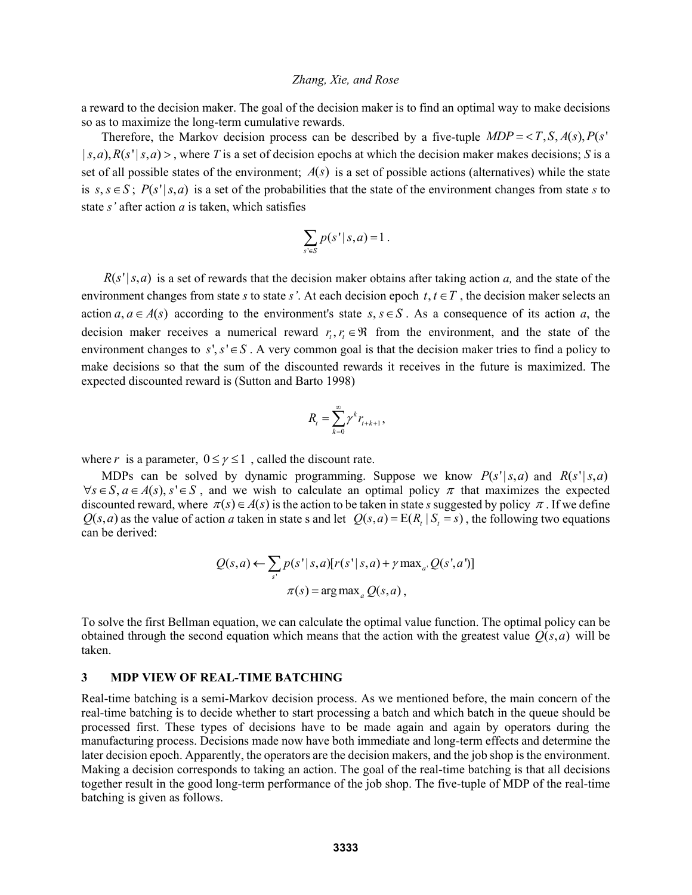a reward to the decision maker. The goal of the decision maker is to find an optimal way to make decisions so as to maximize the long-term cumulative rewards.

Therefore, the Markov decision process can be described by a five-tuple $MDP = <T, S, A(s), P(s' | s,a), R(s' | s,a)>$, where *T* is a set of decision epochs at which the decision maker makes decisions; *S* is a set of all possible states of the environment; $A(s)$ is a set of possible actions (alternatives) while the state is $s, s \in S$; $P(s' | s,a)$ is a set of the probabilities that the state of the environment changes from state *s* to state *s'* after action *a* is taken, which satisfies

$$\sum_{s' \in S} p(s' | s,a) = 1 .$$

$R(s' | s,a)$ is a set of rewards that the decision maker obtains after taking action *a,* and the state of the environment changes from state *s* to state *s'*. At each decision epoch $t, t \in T$, the decision maker selects an action $a, a \in A(s)$ according to the environment's state $s, s \in S$. As a consequence of its action *a*, the decision maker receives a numerical reward $r_t, r_t \in \Re$ from the environment, and the state of the environment changes to $s', s' \in S$. A very common goal is that the decision maker tries to find a policy to make decisions so that the sum of the discounted rewards it receives in the future is maximized. The expected discounted reward is (Sutton and Barto 1998)

$$R_t = \sum_{k=0}^{\infty} \gamma^k r_{t+k+1},$$

where $r$ is a parameter, $0 \le \gamma \le 1$, called the discount rate.

MDPs can be solved by dynamic programming. Suppose we know $P(s' | s,a)$ and $R(s' | s,a)$ $\forall s \in S, a \in A(s), s' \in S$, and we wish to calculate an optimal policy $\pi$ that maximizes the expected discounted reward, where $\pi(s) \in A(s)$ is the action to be taken in state *s* suggested by policy $\pi$. If we define $Q(s,a)$ as the value of action *a* taken in state s and let $Q(s,a) = \mathrm{E}(R_t | S_t = s)$, the following two equations can be derived:

$$Q(s,a) \leftarrow \sum_{s'} p(s' | s,a)[r(s' | s,a) + \gamma \max_{a'} Q(s',a')]$$

$$\pi(s) = \arg\max_a Q(s,a),$$

To solve the first Bellman equation, we can calculate the optimal value function. The optimal policy can be obtained through the second equation which means that the action with the greatest value $Q(s,a)$ will be taken.

## 3 MDP VIEW OF REAL-TIME BATCHING

Real-time batching is a semi-Markov decision process. As we mentioned before, the main concern of the real-time batching is to decide whether to start processing a batch and which batch in the queue should be processed first. These types of decisions have to be made again and again by operators during the manufacturing process. Decisions made now have both immediate and long-term effects and determine the later decision epoch. Apparently, the operators are the decision makers, and the job shop is the environment. Making a decision corresponds to taking an action. The goal of the real-time batching is that all decisions together result in the good long-term performance of the job shop. The five-tuple of MDP of the real-time batching is given as follows.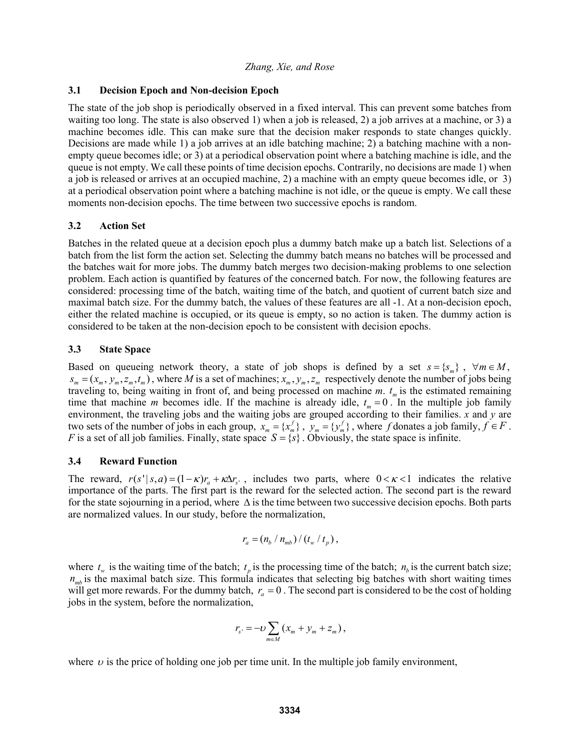### 3.1 Decision Epoch and Non-decision Epoch

The state of the job shop is periodically observed in a fixed interval. This can prevent some batches from waiting too long. The state is also observed 1) when a job is released, 2) a job arrives at a machine, or 3) a machine becomes idle. This can make sure that the decision maker responds to state changes quickly. Decisions are made while 1) a job arrives at an idle batching machine; 2) a batching machine with a non-empty queue becomes idle; or 3) at a periodical observation point where a batching machine is idle, and the queue is not empty. We call these points of time decision epochs. Contrarily, no decisions are made 1) when a job is released or arrives at an occupied machine, 2) a machine with an empty queue becomes idle, or 3) at a periodical observation point where a batching machine is not idle, or the queue is empty. We call these moments non-decision epochs. The time between two successive epochs is random.

### 3.2 Action Set

Batches in the related queue at a decision epoch plus a dummy batch make up a batch list. Selections of a batch from the list form the action set. Selecting the dummy batch means no batches will be processed and the batches wait for more jobs. The dummy batch merges two decision-making problems to one selection problem. Each action is quantified by features of the concerned batch. For now, the following features are considered: processing time of the batch, waiting time of the batch, and quotient of current batch size and maximal batch size. For the dummy batch, the values of these features are all -1. At a non-decision epoch, either the related machine is occupied, or its queue is empty, so no action is taken. The dummy action is considered to be taken at the non-decision epoch to be consistent with decision epochs.

### 3.3 State Space

Based on queueing network theory, a state of job shops is defined by a set $s = \{s_m\}$, $\forall m \in M$, $s_m = (x_m, y_m, z_m, t_m)$, where $M$ is a set of machines; $x_m, y_m, z_m$ respectively denote the number of jobs being traveling to, being waiting in front of, and being processed on machine $m$. $t_m$ is the estimated remaining time that machine $m$ becomes idle. If the machine is already idle, $t_m = 0$. In the multiple job family environment, the traveling jobs and the waiting jobs are grouped according to their families. $x$ and $y$ are two sets of the number of jobs in each group, $x_m = \{x_m^f\}$, $y_m = \{y_m^f\}$, where $f$ donates a job family, $f \in F$. $F$ is a set of all job families. Finally, state space $S = \{s\}$. Obviously, the state space is infinite.

### 3.4 Reward Function

The reward, $r(s' \mid s, a) = (1-\kappa) r_a + \kappa \Delta r_{s'}$, includes two parts, where $0 < \kappa < 1$ indicates the relative importance of the parts. The first part is the reward for the selected action. The second part is the reward for the state sojourning in a period, where $\Delta$ is the time between two successive decision epochs. Both parts are normalized values. In our study, before the normalization,

$$r_a = (n_b / n_{mb}) / (t_w / t_p),$$

where $t_w$ is the waiting time of the batch; $t_p$ is the processing time of the batch; $n_b$ is the current batch size; $n_{mb}$ is the maximal batch size. This formula indicates that selecting big batches with short waiting times will get more rewards. For the dummy batch, $r_a = 0$. The second part is considered to be the cost of holding jobs in the system, before the normalization,

$$r_{s'} = -\upsilon \sum_{m \in M} (x_m + y_m + z_m),$$

where $\upsilon$ is the price of holding one job per time unit. In the multiple job family environment,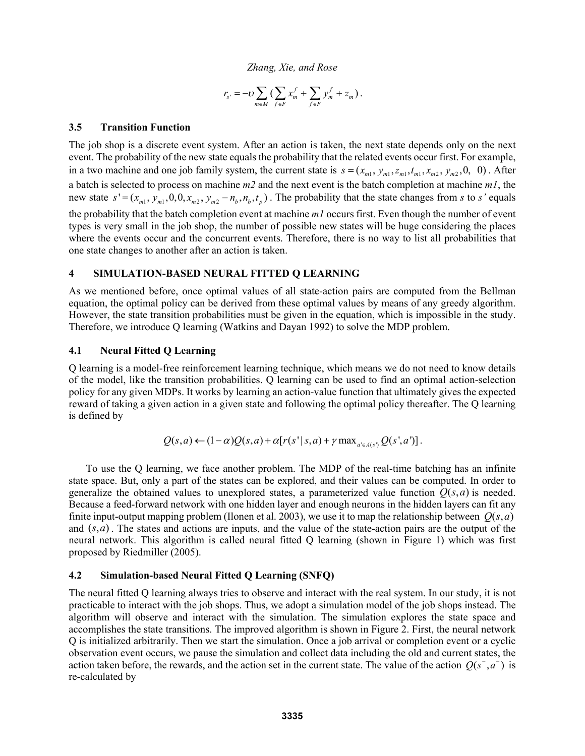$$r_{s'} = -\upsilon \sum_{m \in M} \left( \sum_{f \in F} x_m^f + \sum_{f \in F} y_m^f + z_m \right).$$

### 3.5 Transition Function

The job shop is a discrete event system. After an action is taken, the next state depends only on the next event. The probability of the new state equals the probability that the related events occur first. For example, in a two machine and one job family system, the current state is $s = (x_{m1}, y_{m1}, z_{m1}, t_{m1}, x_{m2}, y_{m2}, 0, 0)$. After a batch is selected to process on machine *m2* and the next event is the batch completion at machine *m1*, the new state $s' = (x_{m1}, y_{m1}, 0, 0, x_{m2}, y_{m2} - n_b, n_b, t_p)$. The probability that the state changes from *s* to *s'* equals the probability that the batch completion event at machine *m1* occurs first. Even though the number of event types is very small in the job shop, the number of possible new states will be huge considering the places where the events occur and the concurrent events. Therefore, there is no way to list all probabilities that one state changes to another after an action is taken.

## 4 SIMULATION-BASED NEURAL FITTED Q LEARNING

As we mentioned before, once optimal values of all state-action pairs are computed from the Bellman equation, the optimal policy can be derived from these optimal values by means of any greedy algorithm. However, the state transition probabilities must be given in the equation, which is impossible in the study. Therefore, we introduce Q learning (Watkins and Dayan 1992) to solve the MDP problem.

### 4.1 Neural Fitted Q Learning

Q learning is a model-free reinforcement learning technique, which means we do not need to know details of the model, like the transition probabilities. Q learning can be used to find an optimal action-selection policy for any given MDPs. It works by learning an action-value function that ultimately gives the expected reward of taking a given action in a given state and following the optimal policy thereafter. The Q learning is defined by

$$Q(s,a) \leftarrow (1-\alpha)Q(s,a) + \alpha[r(s' \mid s,a) + \gamma \max_{a' \in A(s')} Q(s',a')].$$

To use the Q learning, we face another problem. The MDP of the real-time batching has an infinite state space. But, only a part of the states can be explored, and their values can be computed. In order to generalize the obtained values to unexplored states, a parameterized value function $Q(s,a)$ is needed. Because a feed-forward network with one hidden layer and enough neurons in the hidden layers can fit any finite input-output mapping problem (Ilonen et al. 2003), we use it to map the relationship between $Q(s,a)$ and $(s,a)$. The states and actions are inputs, and the value of the state-action pairs are the output of the neural network. This algorithm is called neural fitted Q learning (shown in Figure 1) which was first proposed by Riedmiller (2005).

### 4.2 Simulation-based Neural Fitted Q Learning (SNFQ)

The neural fitted Q learning always tries to observe and interact with the real system. In our study, it is not practicable to interact with the job shops. Thus, we adopt a simulation model of the job shops instead. The algorithm will observe and interact with the simulation. The simulation explores the state space and accomplishes the state transitions. The improved algorithm is shown in Figure 2. First, the neural network Q is initialized arbitrarily. Then we start the simulation. Once a job arrival or completion event or a cyclic observation event occurs, we pause the simulation and collect data including the old and current states, the action taken before, the rewards, and the action set in the current state. The value of the action $Q(s^-, a^-)$ is re-calculated by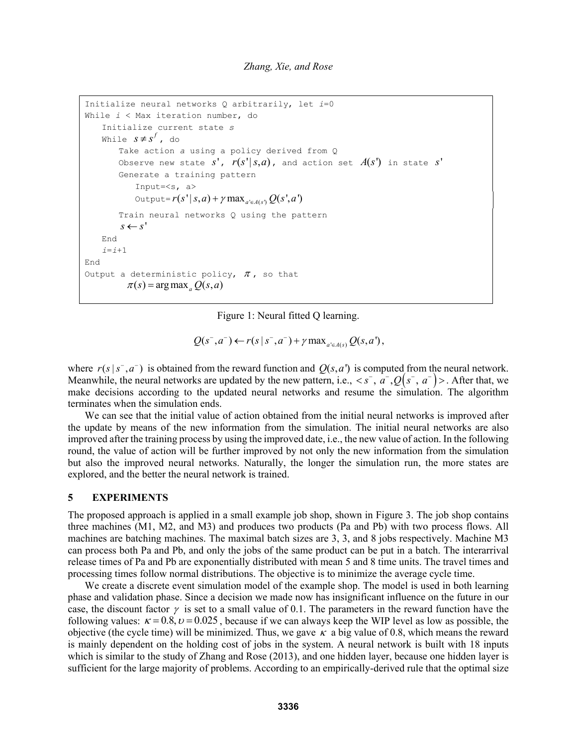```
Initialize neural networks Q arbitrarily, let i=0
While i < Max iteration number, do
    Initialize current state s
    While s ≠ s^f, do
        Take action a using a policy derived from Q
        Observe new state s', r(s'|s,a), and action set A(s') in state s'
        Generate a training pattern
            Input=<s, a>
            Output=r(s'|s,a) + γ max_{a'∈A(s')} Q(s',a')
        Train neural networks Q using the pattern
        s ← s'
    End
    i=i+1
End
Output a deterministic policy, π, so that
        π(s) = argmax_a Q(s,a)
```

Figure 1: Neural fitted Q learning.

$$Q(s^-, a^-) \leftarrow r(s \mid s^-, a^-) + \gamma \max_{a' \in A(s)} Q(s, a'),$$

where $r(s \mid s^-, a^-)$ is obtained from the reward function and $Q(s,a')$ is computed from the neural network. Meanwhile, the neural networks are updated by the new pattern, i.e., $< s^-,\ a^-, Q\left(s^-,\ a^-\right) >$. After that, we make decisions according to the updated neural networks and resume the simulation. The algorithm terminates when the simulation ends.

We can see that the initial value of action obtained from the initial neural networks is improved after the update by means of the new information from the simulation. The initial neural networks are also improved after the training process by using the improved date, i.e., the new value of action. In the following round, the value of action will be further improved by not only the new information from the simulation but also the improved neural networks. Naturally, the longer the simulation run, the more states are explored, and the better the neural network is trained.

## 5 EXPERIMENTS

The proposed approach is applied in a small example job shop, shown in Figure 3. The job shop contains three machines (M1, M2, and M3) and produces two products (Pa and Pb) with two process flows. All machines are batching machines. The maximal batch sizes are 3, 3, and 8 jobs respectively. Machine M3 can process both Pa and Pb, and only the jobs of the same product can be put in a batch. The interarrival release times of Pa and Pb are exponentially distributed with mean 5 and 8 time units. The travel times and processing times follow normal distributions. The objective is to minimize the average cycle time.

We create a discrete event simulation model of the example shop. The model is used in both learning phase and validation phase. Since a decision we made now has insignificant influence on the future in our case, the discount factor $\gamma$ is set to a small value of 0.1. The parameters in the reward function have the following values: $\kappa = 0.8, \upsilon = 0.025$, because if we can always keep the WIP level as low as possible, the objective (the cycle time) will be minimized. Thus, we gave $\kappa$ a big value of 0.8, which means the reward is mainly dependent on the holding cost of jobs in the system. A neural network is built with 18 inputs which is similar to the study of Zhang and Rose (2013), and one hidden layer, because one hidden layer is sufficient for the large majority of problems. According to an empirically-derived rule that the optimal size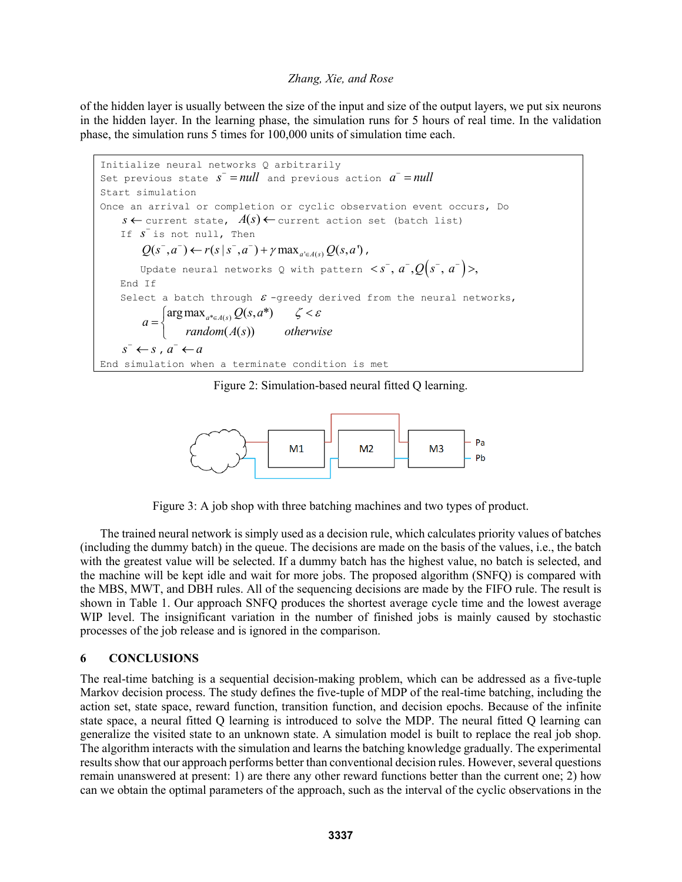of the hidden layer is usually between the size of the input and size of the output layers, we put six neurons in the hidden layer. In the learning phase, the simulation runs for 5 hours of real time. In the validation phase, the simulation runs 5 times for 100,000 units of simulation time each.

```
Initialize neural networks Q arbitrarily
Set previous state s⁻ = null and previous action a⁻ = null
Start simulation
Once an arrival or completion or cyclic observation event occurs, Do
    s ← current state, A(s) ← current action set (batch list)
    If s⁻ is not null, Then
        Q(s⁻,a⁻) ← r(s|s⁻,a⁻) + γ max_{a'∈A(s)} Q(s,a'),
        Update neural networks Q with pattern <s⁻, a⁻, Q(s⁻, a⁻)>,
    End If
    Select a batch through ε-greedy derived from the neural networks,
        a = { argmax_{a*∈A(s)} Q(s,a*)    ζ < ε
            { random(A(s))                otherwise
    s⁻ ← s, a⁻ ← a
End simulation when a terminate condition is met
```

Figure 2: Simulation-based neural fitted Q learning.

Figure 3: A job shop with three batching machines and two types of product.

The trained neural network is simply used as a decision rule, which calculates priority values of batches (including the dummy batch) in the queue. The decisions are made on the basis of the values, i.e., the batch with the greatest value will be selected. If a dummy batch has the highest value, no batch is selected, and the machine will be kept idle and wait for more jobs. The proposed algorithm (SNFQ) is compared with the MBS, MWT, and DBH rules. All of the sequencing decisions are made by the FIFO rule. The result is shown in Table 1. Our approach SNFQ produces the shortest average cycle time and the lowest average WIP level. The insignificant variation in the number of finished jobs is mainly caused by stochastic processes of the job release and is ignored in the comparison.

## 6 CONCLUSIONS

The real-time batching is a sequential decision-making problem, which can be addressed as a five-tuple Markov decision process. The study defines the five-tuple of MDP of the real-time batching, including the action set, state space, reward function, transition function, and decision epochs. Because of the infinite state space, a neural fitted Q learning is introduced to solve the MDP. The neural fitted Q learning can generalize the visited state to an unknown state. A simulation model is built to replace the real job shop. The algorithm interacts with the simulation and learns the batching knowledge gradually. The experimental results show that our approach performs better than conventional decision rules. However, several questions remain unanswered at present: 1) are there any other reward functions better than the current one; 2) how can we obtain the optimal parameters of the approach, such as the interval of the cyclic observations in the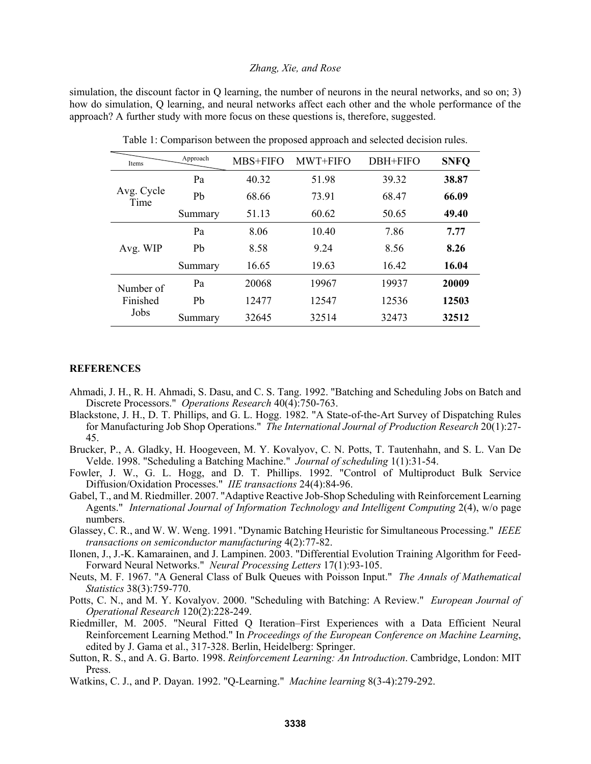simulation, the discount factor in Q learning, the number of neurons in the neural networks, and so on; 3) how do simulation, Q learning, and neural networks affect each other and the whole performance of the approach? A further study with more focus on these questions is, therefore, suggested.

Table 1: Comparison between the proposed approach and selected decision rules.

| Items \ Approach | | MBS+FIFO | MWT+FIFO | DBH+FIFO | **SNFQ** |
|---|---|---|---|---|---|
| Avg. Cycle Time | Pa | 40.32 | 51.98 | 39.32 | **38.87** |
| | Pb | 68.66 | 73.91 | 68.47 | **66.09** |
| | Summary | 51.13 | 60.62 | 50.65 | **49.40** |
| Avg. WIP | Pa | 8.06 | 10.40 | 7.86 | **7.77** |
| | Pb | 8.58 | 9.24 | 8.56 | **8.26** |
| | Summary | 16.65 | 19.63 | 16.42 | **16.04** |
| Number of Finished Jobs | Pa | 20068 | 19967 | 19937 | **20009** |
| | Pb | 12477 | 12547 | 12536 | **12503** |
| | Summary | 32645 | 32514 | 32473 | **32512** |

## REFERENCES

Ahmadi, J. H., R. H. Ahmadi, S. Dasu, and C. S. Tang. 1992. "Batching and Scheduling Jobs on Batch and Discrete Processors." *Operations Research* 40(4):750-763.

Blackstone, J. H., D. T. Phillips, and G. L. Hogg. 1982. "A State-of-the-Art Survey of Dispatching Rules for Manufacturing Job Shop Operations." *The International Journal of Production Research* 20(1):27-45.

Brucker, P., A. Gladky, H. Hoogeveen, M. Y. Kovalyov, C. N. Potts, T. Tautenhahn, and S. L. Van De Velde. 1998. "Scheduling a Batching Machine." *Journal of scheduling* 1(1):31-54.

Fowler, J. W., G. L. Hogg, and D. T. Phillips. 1992. "Control of Multiproduct Bulk Service Diffusion/Oxidation Processes." *IIE transactions* 24(4):84-96.

Gabel, T., and M. Riedmiller. 2007. "Adaptive Reactive Job-Shop Scheduling with Reinforcement Learning Agents." *International Journal of Information Technology and Intelligent Computing* 2(4), w/o page numbers.

Glassey, C. R., and W. W. Weng. 1991. "Dynamic Batching Heuristic for Simultaneous Processing." *IEEE transactions on semiconductor manufacturing* 4(2):77-82.

Ilonen, J., J.-K. Kamarainen, and J. Lampinen. 2003. "Differential Evolution Training Algorithm for Feed-Forward Neural Networks." *Neural Processing Letters* 17(1):93-105.

Neuts, M. F. 1967. "A General Class of Bulk Queues with Poisson Input." *The Annals of Mathematical Statistics* 38(3):759-770.

Potts, C. N., and M. Y. Kovalyov. 2000. "Scheduling with Batching: A Review." *European Journal of Operational Research* 120(2):228-249.

Riedmiller, M. 2005. "Neural Fitted Q Iteration–First Experiences with a Data Efficient Neural Reinforcement Learning Method." In *Proceedings of the European Conference on Machine Learning*, edited by J. Gama et al., 317-328. Berlin, Heidelberg: Springer.

Sutton, R. S., and A. G. Barto. 1998. *Reinforcement Learning: An Introduction*. Cambridge, London: MIT Press.

Watkins, C. J., and P. Dayan. 1992. "Q-Learning." *Machine learning* 8(3-4):279-292.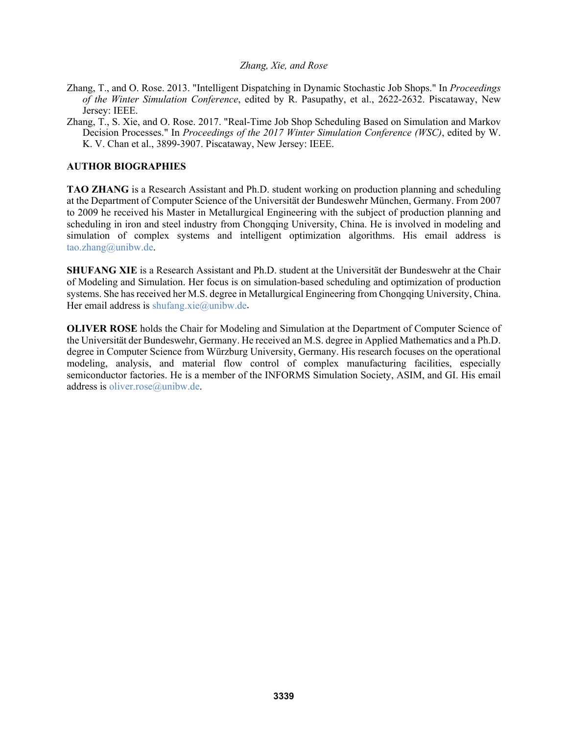Zhang, T., and O. Rose. 2013. "Intelligent Dispatching in Dynamic Stochastic Job Shops." In *Proceedings of the Winter Simulation Conference*, edited by R. Pasupathy, et al., 2622-2632. Piscataway, New Jersey: IEEE.

Zhang, T., S. Xie, and O. Rose. 2017. "Real-Time Job Shop Scheduling Based on Simulation and Markov Decision Processes." In *Proceedings of the 2017 Winter Simulation Conference (WSC)*, edited by W. K. V. Chan et al., 3899-3907. Piscataway, New Jersey: IEEE.

## AUTHOR BIOGRAPHIES

**TAO ZHANG** is a Research Assistant and Ph.D. student working on production planning and scheduling at the Department of Computer Science of the Universität der Bundeswehr München, Germany. From 2007 to 2009 he received his Master in Metallurgical Engineering with the subject of production planning and scheduling in iron and steel industry from Chongqing University, China. He is involved in modeling and simulation of complex systems and intelligent optimization algorithms. His email address is tao.zhang@unibw.de.

**SHUFANG XIE** is a Research Assistant and Ph.D. student at the Universität der Bundeswehr at the Chair of Modeling and Simulation. Her focus is on simulation-based scheduling and optimization of production systems. She has received her M.S. degree in Metallurgical Engineering from Chongqing University, China. Her email address is shufang.xie@unibw.de.

**OLIVER ROSE** holds the Chair for Modeling and Simulation at the Department of Computer Science of the Universität der Bundeswehr, Germany. He received an M.S. degree in Applied Mathematics and a Ph.D. degree in Computer Science from Würzburg University, Germany. His research focuses on the operational modeling, analysis, and material flow control of complex manufacturing facilities, especially semiconductor factories. He is a member of the INFORMS Simulation Society, ASIM, and GI. His email address is oliver.rose@unibw.de.